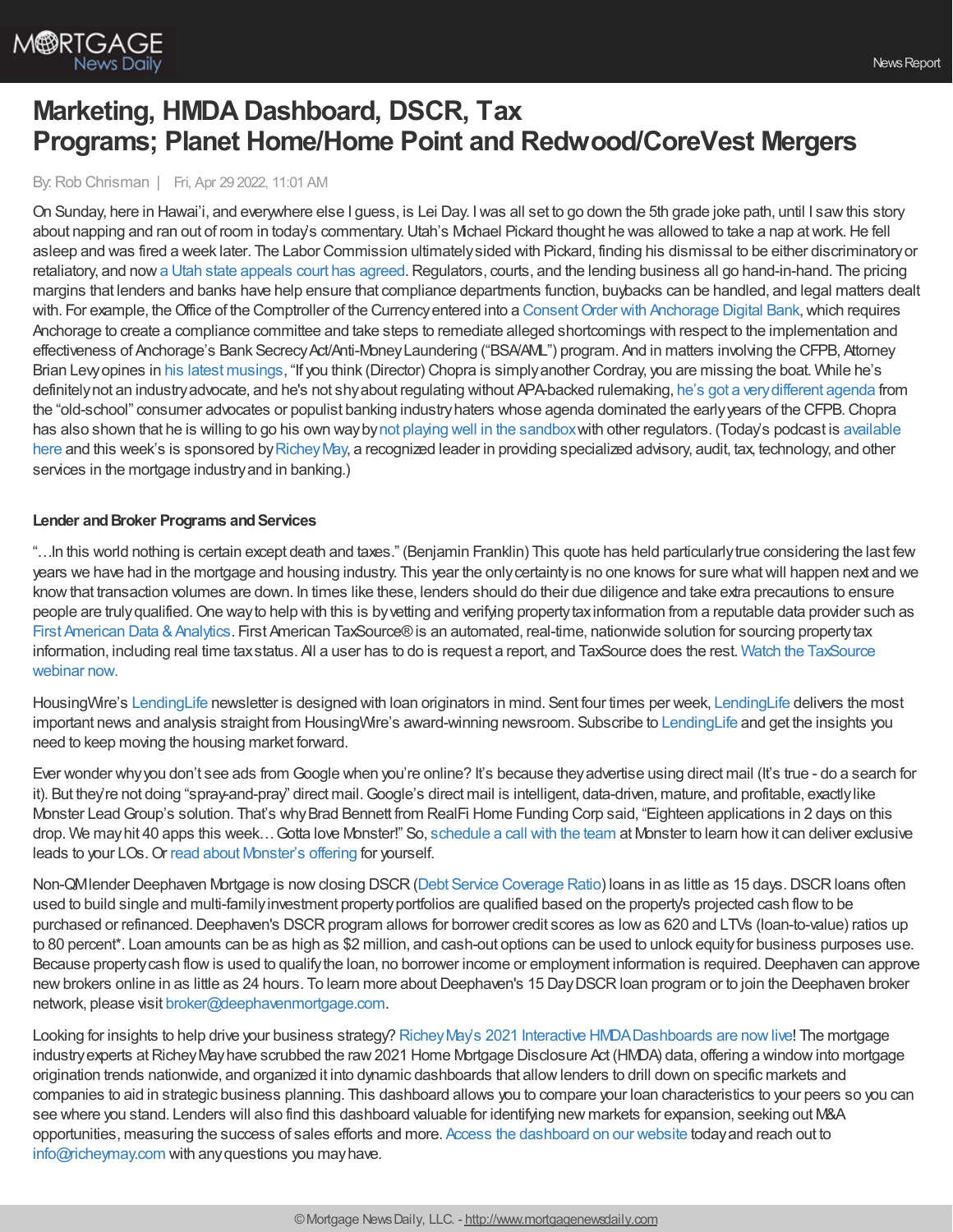# Marketing, HMDA Dashboard, DSCR, Tax Programs; Planet Home/Home Point and Redwood/CoreVest Mergers

By: Rob Chrisman | Fri, Apr 29 2022, 11:01 AM

On Sunday, here in Hawai'i, and everywhere else I guess, is Lei Day. I was all set to go down the 5th grade joke path, until I saw this story about napping and ran out of room in today's commentary. Utah's Michael Pickard thought he was allowed to take a nap at work. He fell asleep and was fired a week later. The Labor Commission ultimately sided with Pickard, finding his dismissal to be either discriminatory or retaliatory, and now a Utah state appeals court has agreed. Regulators, courts, and the lending business all go hand-in-hand. The pricing margins that lenders and banks have help ensure that compliance departments function, buybacks can be handled, and legal matters dealt with. For example, the Office of the Comptroller of the Currency entered into a Consent Order with Anchorage Digital Bank, which requires Anchorage to create a compliance committee and take steps to remediate alleged shortcomings with respect to the implementation and effectiveness of Anchorage's Bank Secrecy Act/Anti-Money Laundering ("BSA/AML") program. And in matters involving the CFPB, Attorney Brian Levy opines in his latest musings, "If you think (Director) Chopra is simply another Cordray, you are missing the boat. While he's definitely not an industry advocate, and he's not shy about regulating without APA-backed rulemaking, he's got a very different agenda from the "old-school" consumer advocates or populist banking industry haters whose agenda dominated the early years of the CFPB. Chopra has also shown that he is willing to go his own way by not playing well in the sandbox with other regulators. (Today's podcast is available here and this week's is sponsored by Richey May, a recognized leader in providing specialized advisory, audit, tax, technology, and other services in the mortgage industry and in banking.)

**Lender and Broker Programs and Services**

"...In this world nothing is certain except death and taxes." (Benjamin Franklin) This quote has held particularly true considering the last few years we have had in the mortgage and housing industry. This year the only certainty is no one knows for sure what will happen next and we know that transaction volumes are down. In times like these, lenders should do their due diligence and take extra precautions to ensure people are truly qualified. One way to help with this is by vetting and verifying property tax information from a reputable data provider such as First American Data & Analytics. First American TaxSource® is an automated, real-time, nationwide solution for sourcing property tax information, including real time tax status. All a user has to do is request a report, and TaxSource does the rest. Watch the TaxSource webinar now.

HousingWire's LendingLife newsletter is designed with loan originators in mind. Sent four times per week, LendingLife delivers the most important news and analysis straight from HousingWire's award-winning newsroom. Subscribe to LendingLife and get the insights you need to keep moving the housing market forward.

Ever wonder why you don't see ads from Google when you're online? It's because they advertise using direct mail (It's true - do a search for it). But they're not doing "spray-and-pray" direct mail. Google's direct mail is intelligent, data-driven, mature, and profitable, exactly like Monster Lead Group's solution. That's why Brad Bennett from RealFi Home Funding Corp said, "Eighteen applications in 2 days on this drop. We may hit 40 apps this week... Gotta love Monster!" So, schedule a call with the team at Monster to learn how it can deliver exclusive leads to your LOs. Or read about Monster's offering for yourself.

Non-QM lender Deephaven Mortgage is now closing DSCR (Debt Service Coverage Ratio) loans in as little as 15 days. DSCR loans often used to build single and multi-family investment property portfolios are qualified based on the property's projected cash flow to be purchased or refinanced. Deephaven's DSCR program allows for borrower credit scores as low as 620 and LTVs (loan-to-value) ratios up to 80 percent*. Loan amounts can be as high as $2 million, and cash-out options can be used to unlock equity for business purposes use. Because property cash flow is used to qualify the loan, no borrower income or employment information is required. Deephaven can approve new brokers online in as little as 24 hours. To learn more about Deephaven's 15 Day DSCR loan program or to join the Deephaven broker network, please visit broker@deephavenmortgage.com.

Looking for insights to help drive your business strategy? Richey May's 2021 Interactive HMDA Dashboards are now live! The mortgage industry experts at Richey May have scrubbed the raw 2021 Home Mortgage Disclosure Act (HMDA) data, offering a window into mortgage origination trends nationwide, and organized it into dynamic dashboards that allow lenders to drill down on specific markets and companies to aid in strategic business planning. This dashboard allows you to compare your loan characteristics to your peers so you can see where you stand. Lenders will also find this dashboard valuable for identifying new markets for expansion, seeking out M&A opportunities, measuring the success of sales efforts and more. Access the dashboard on our website today and reach out to info@richeymay.com with any questions you may have.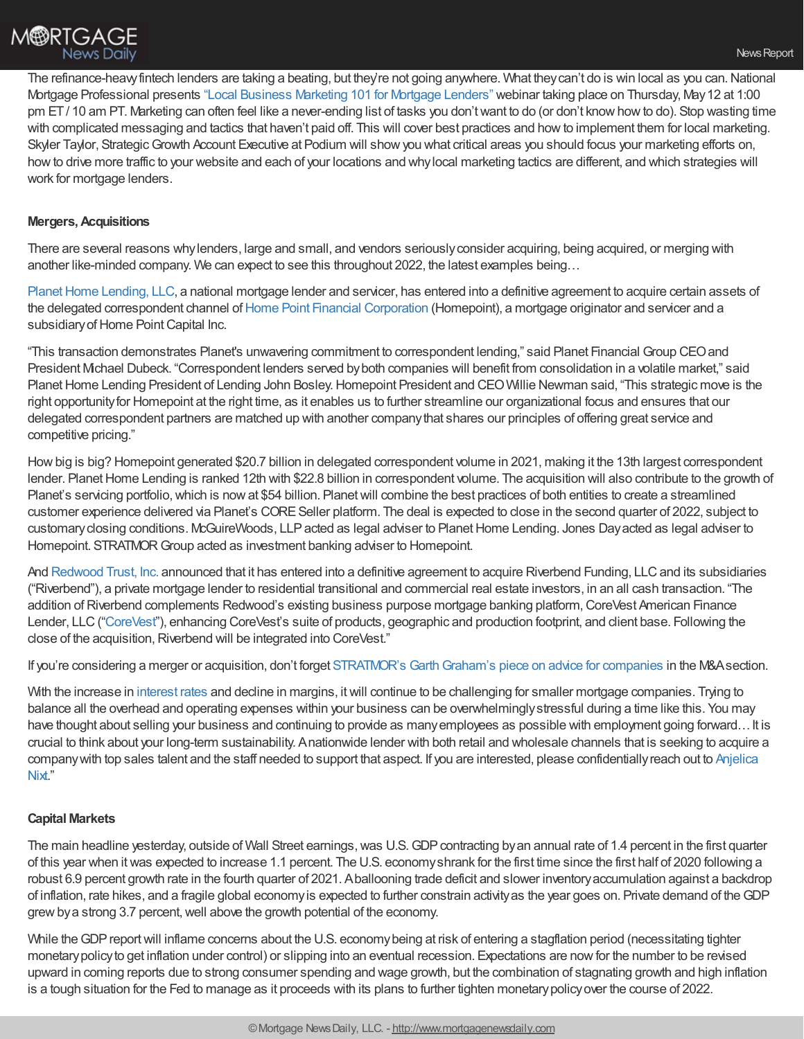The refinance-heavy fintech lenders are taking a beating, but they're not going anywhere. What they can't do is win local as you can. National Mortgage Professional presents "Local Business Marketing 101 for Mortgage Lenders" webinar taking place on Thursday, May 12 at 1:00 pm ET / 10 am PT. Marketing can often feel like a never-ending list of tasks you don't want to do (or don't know how to do). Stop wasting time with complicated messaging and tactics that haven't paid off. This will cover best practices and how to implement them for local marketing. Skyler Taylor, Strategic Growth Account Executive at Podium will show you what critical areas you should focus your marketing efforts on, how to drive more traffic to your website and each of your locations and why local marketing tactics are different, and which strategies will work for mortgage lenders.

**Mergers, Acquisitions**

There are several reasons why lenders, large and small, and vendors seriously consider acquiring, being acquired, or merging with another like-minded company. We can expect to see this throughout 2022, the latest examples being…

Planet Home Lending, LLC, a national mortgage lender and servicer, has entered into a definitive agreement to acquire certain assets of the delegated correspondent channel of Home Point Financial Corporation (Homepoint), a mortgage originator and servicer and a subsidiary of Home Point Capital Inc.

"This transaction demonstrates Planet's unwavering commitment to correspondent lending," said Planet Financial Group CEO and President Michael Dubeck. "Correspondent lenders served by both companies will benefit from consolidation in a volatile market," said Planet Home Lending President of Lending John Bosley. Homepoint President and CEO Willie Newman said, "This strategic move is the right opportunity for Homepoint at the right time, as it enables us to further streamline our organizational focus and ensures that our delegated correspondent partners are matched up with another company that shares our principles of offering great service and competitive pricing."

How big is big? Homepoint generated $20.7 billion in delegated correspondent volume in 2021, making it the 13th largest correspondent lender. Planet Home Lending is ranked 12th with $22.8 billion in correspondent volume. The acquisition will also contribute to the growth of Planet's servicing portfolio, which is now at $54 billion. Planet will combine the best practices of both entities to create a streamlined customer experience delivered via Planet's CORE Seller platform. The deal is expected to close in the second quarter of 2022, subject to customary closing conditions. McGuireWoods, LLP acted as legal adviser to Planet Home Lending. Jones Day acted as legal adviser to Homepoint. STRATMOR Group acted as investment banking adviser to Homepoint.

And Redwood Trust, Inc. announced that it has entered into a definitive agreement to acquire Riverbend Funding, LLC and its subsidiaries ("Riverbend"), a private mortgage lender to residential transitional and commercial real estate investors, in an all cash transaction. "The addition of Riverbend complements Redwood's existing business purpose mortgage banking platform, CoreVest American Finance Lender, LLC ("CoreVest"), enhancing CoreVest's suite of products, geographic and production footprint, and client base. Following the close of the acquisition, Riverbend will be integrated into CoreVest."

If you're considering a merger or acquisition, don't forget STRATMOR's Garth Graham's piece on advice for companies in the M&A section.

With the increase in interest rates and decline in margins, it will continue to be challenging for smaller mortgage companies. Trying to balance all the overhead and operating expenses within your business can be overwhelmingly stressful during a time like this. You may have thought about selling your business and continuing to provide as many employees as possible with employment going forward… It is crucial to think about your long-term sustainability. A nationwide lender with both retail and wholesale channels that is seeking to acquire a company with top sales talent and the staff needed to support that aspect. If you are interested, please confidentially reach out to Anjelica Nixt."

**Capital Markets**

The main headline yesterday, outside of Wall Street earnings, was U.S. GDP contracting by an annual rate of 1.4 percent in the first quarter of this year when it was expected to increase 1.1 percent. The U.S. economy shrank for the first time since the first half of 2020 following a robust 6.9 percent growth rate in the fourth quarter of 2021. A ballooning trade deficit and slower inventory accumulation against a backdrop of inflation, rate hikes, and a fragile global economy is expected to further constrain activity as the year goes on. Private demand of the GDP grew by a strong 3.7 percent, well above the growth potential of the economy.

While the GDP report will inflame concerns about the U.S. economy being at risk of entering a stagflation period (necessitating tighter monetary policy to get inflation under control) or slipping into an eventual recession. Expectations are now for the number to be revised upward in coming reports due to strong consumer spending and wage growth, but the combination of stagnating growth and high inflation is a tough situation for the Fed to manage as it proceeds with its plans to further tighten monetary policy over the course of 2022.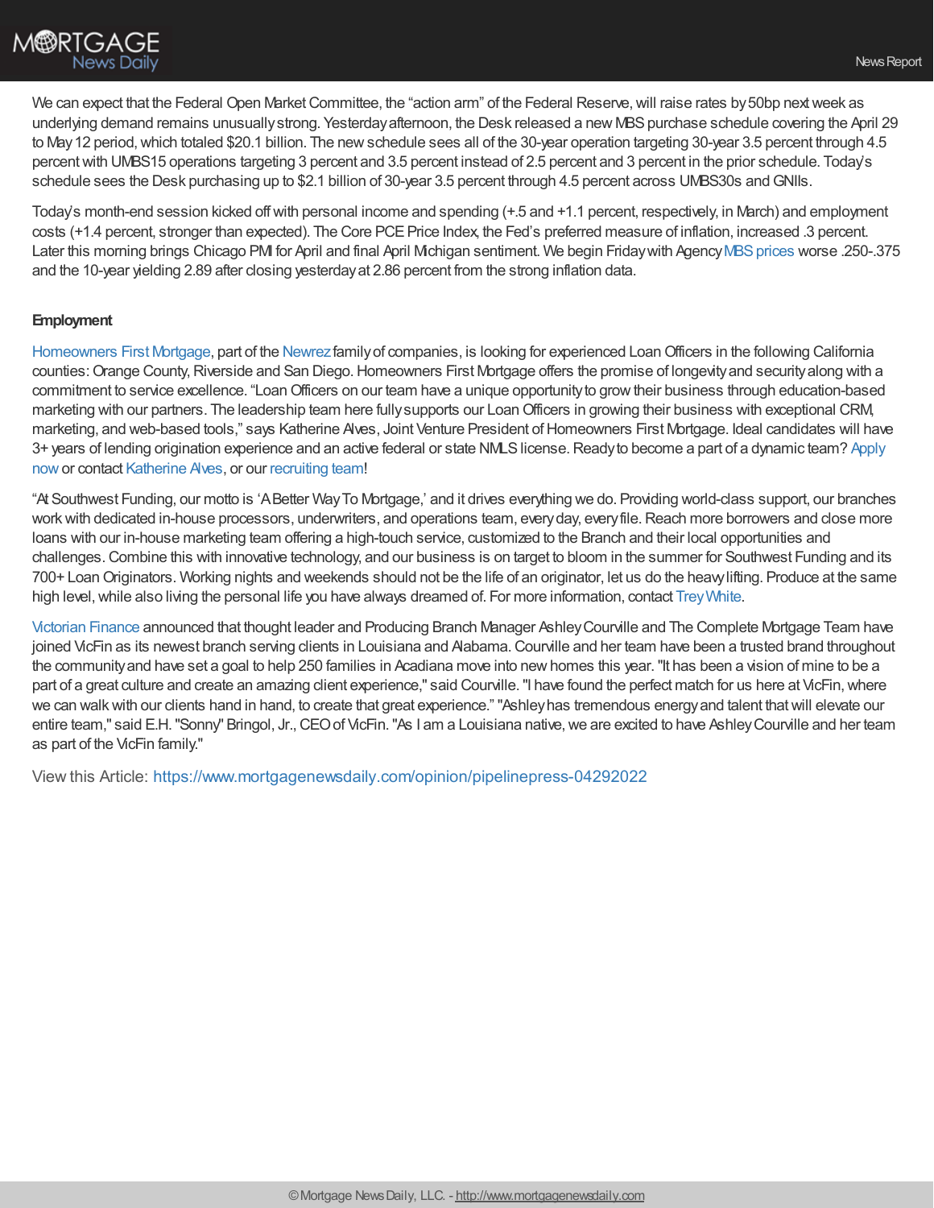We can expect that the Federal Open Market Committee, the “action arm” of the Federal Reserve, will raise rates by 50bp next week as underlying demand remains unusually strong. Yesterday afternoon, the Desk released a new MBS purchase schedule covering the April 29 to May 12 period, which totaled $20.1 billion. The new schedule sees all of the 30-year operation targeting 30-year 3.5 percent through 4.5 percent with UMBS15 operations targeting 3 percent and 3.5 percent instead of 2.5 percent and 3 percent in the prior schedule. Today's schedule sees the Desk purchasing up to $2.1 billion of 30-year 3.5 percent through 4.5 percent across UMBS30s and GNIIs.

Today's month-end session kicked off with personal income and spending (+.5 and +1.1 percent, respectively, in March) and employment costs (+1.4 percent, stronger than expected). The Core PCE Price Index, the Fed's preferred measure of inflation, increased .3 percent. Later this morning brings Chicago PMI for April and final April Michigan sentiment. We begin Friday with Agency MBS prices worse .250-.375 and the 10-year yielding 2.89 after closing yesterday at 2.86 percent from the strong inflation data.

**Employment**

Homeowners First Mortgage, part of the Newrez family of companies, is looking for experienced Loan Officers in the following California counties: Orange County, Riverside and San Diego. Homeowners First Mortgage offers the promise of longevity and security along with a commitment to service excellence. “Loan Officers on our team have a unique opportunity to grow their business through education-based marketing with our partners. The leadership team here fully supports our Loan Officers in growing their business with exceptional CRM, marketing, and web-based tools,” says Katherine Alves, Joint Venture President of Homeowners First Mortgage. Ideal candidates will have 3+ years of lending origination experience and an active federal or state NMLS license. Ready to become a part of a dynamic team? Apply now or contact Katherine Alves, or our recruiting team!

“At Southwest Funding, our motto is ‘A Better Way To Mortgage,’ and it drives everything we do. Providing world-class support, our branches work with dedicated in-house processors, underwriters, and operations team, every day, every file. Reach more borrowers and close more loans with our in-house marketing team offering a high-touch service, customized to the Branch and their local opportunities and challenges. Combine this with innovative technology, and our business is on target to bloom in the summer for Southwest Funding and its 700+ Loan Originators. Working nights and weekends should not be the life of an originator, let us do the heavy lifting. Produce at the same high level, while also living the personal life you have always dreamed of. For more information, contact Trey White.

Victorian Finance announced that thought leader and Producing Branch Manager Ashley Courville and The Complete Mortgage Team have joined VicFin as its newest branch serving clients in Louisiana and Alabama. Courville and her team have been a trusted brand throughout the community and have set a goal to help 250 families in Acadiana move into new homes this year. "It has been a vision of mine to be a part of a great culture and create an amazing client experience," said Courville. "I have found the perfect match for us here at VicFin, where we can walk with our clients hand in hand, to create that great experience." "Ashley has tremendous energy and talent that will elevate our entire team," said E.H. "Sonny" Bringol, Jr., CEO of VicFin. "As I am a Louisiana native, we are excited to have Ashley Courville and her team as part of the VicFin family."

View this Article: https://www.mortgagenewsdaily.com/opinion/pipelinepress-04292022